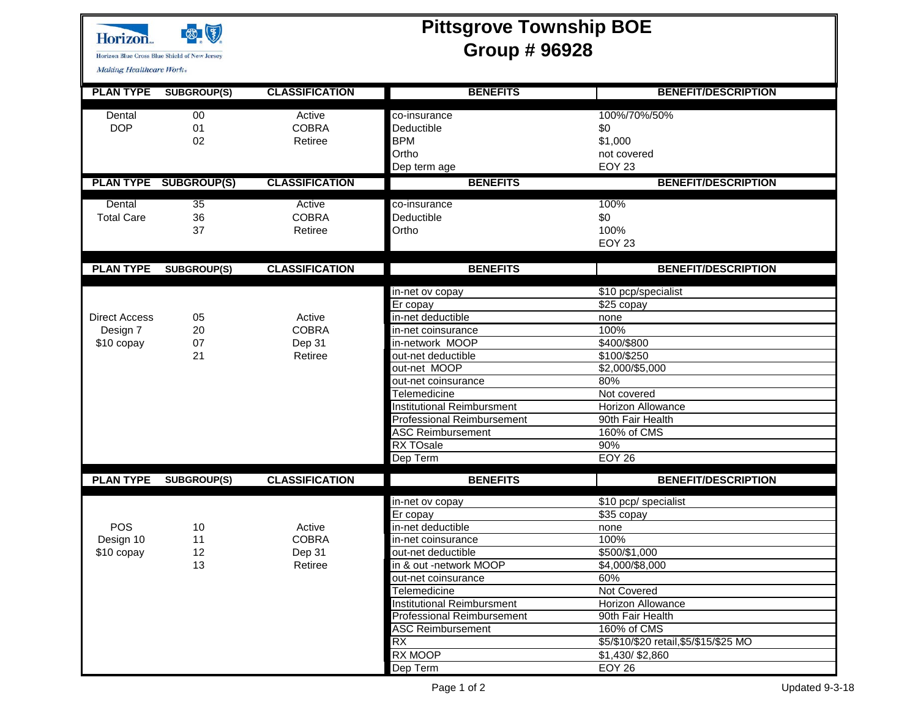Horizon Blue Cross Blue Shield of New Jersey

*Making Healthcare Work*

# Pittsgrove Township BOE
# Group # 96928

| PLAN TYPE | SUBGROUP(S) | CLASSIFICATION | BENEFITS | BENEFIT/DESCRIPTION |
|---|---|---|---|---|
| Dental | 00 | Active | co-insurance | 100%/70%/50% |
| DOP | 01 | COBRA | Deductible | $0 |
| | 02 | Retiree | BPM | $1,000 |
| | | | Ortho | not covered |
| | | | Dep term age | EOY 23 |

| PLAN TYPE | SUBGROUP(S) | CLASSIFICATION | BENEFITS | BENEFIT/DESCRIPTION |
|---|---|---|---|---|
| Dental | 35 | Active | co-insurance | 100% |
| Total Care | 36 | COBRA | Deductible | $0 |
| | 37 | Retiree | Ortho | 100% |
| | | | | EOY 23 |

| PLAN TYPE | SUBGROUP(S) | CLASSIFICATION | BENEFITS | BENEFIT/DESCRIPTION |
|---|---|---|---|---|
| | | | in-net ov copay | $10 pcp/specialist |
| | | | Er copay | $25 copay |
| Direct Access | 05 | Active | in-net deductible | none |
| Design 7 | 20 | COBRA | in-net coinsurance | 100% |
| $10 copay | 07 | Dep 31 | in-network MOOP | $400/$800 |
| | 21 | Retiree | out-net deductible | $100/$250 |
| | | | out-net MOOP | $2,000/$5,000 |
| | | | out-net coinsurance | 80% |
| | | | Telemedicine | Not covered |
| | | | Institutional Reimbursment | Horizon Allowance |
| | | | Professional Reimbursement | 90th Fair Health |
| | | | ASC Reimbursement | 160% of CMS |
| | | | RX TOsale | 90% |
| | | | Dep Term | EOY 26 |

| PLAN TYPE | SUBGROUP(S) | CLASSIFICATION | BENEFITS | BENEFIT/DESCRIPTION |
|---|---|---|---|---|
| | | | in-net ov copay | $10 pcp/ specialist |
| | | | Er copay | $35 copay |
| POS | 10 | Active | in-net deductible | none |
| Design 10 | 11 | COBRA | in-net coinsurance | 100% |
| $10 copay | 12 | Dep 31 | out-net deductible | $500/$1,000 |
| | 13 | Retiree | in & out -network MOOP | $4,000/$8,000 |
| | | | out-net coinsurance | 60% |
| | | | Telemedicine | Not Covered |
| | | | Institutional Reimbursment | Horizon Allowance |
| | | | Professional Reimbursement | 90th Fair Health |
| | | | ASC Reimbursement | 160% of CMS |
| | | | RX | $5/$10/$20 retail,$5/$15/$25 MO |
| | | | RX MOOP | $1,430/ $2,860 |
| | | | Dep Term | EOY 26 |

Updated 9-3-18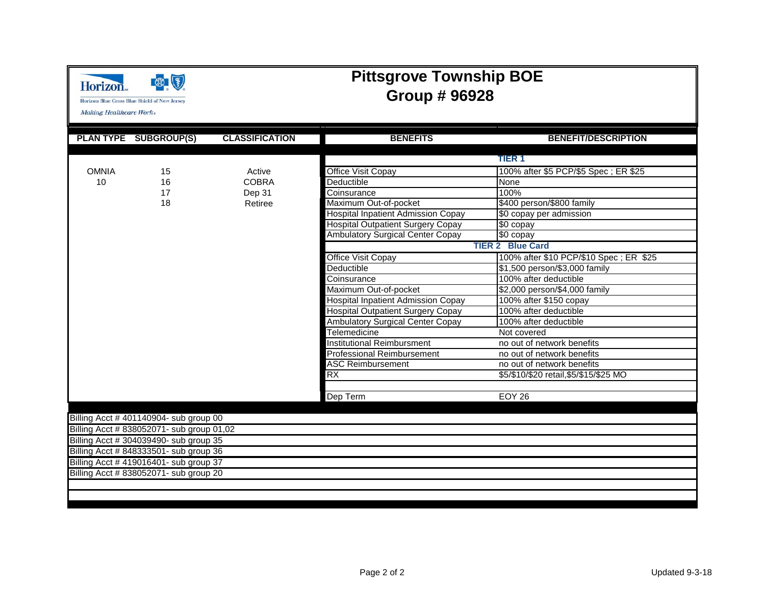Horizon Blue Cross Blue Shield of New Jersey

*Making Healthcare Work*

# Pittsgrove Township BOE
# Group # 96928

| PLAN TYPE | SUBGROUP(S) | CLASSIFICATION | BENEFITS | BENEFIT/DESCRIPTION |
|---|---|---|---|---|
| | | | **TIER 1** | |
| OMNIA | 15 | Active | Office Visit Copay | 100% after $5 PCP/$5 Spec ; ER $25 |
| 10 | 16 | COBRA | Deductible | None |
| | 17 | Dep 31 | Coinsurance | 100% |
| | 18 | Retiree | Maximum Out-of-pocket | $400 person/$800 family |
| | | | Hospital Inpatient Admission Copay | $0 copay per admission |
| | | | Hospital Outpatient Surgery Copay | $0 copay |
| | | | Ambulatory Surgical Center Copay | $0 copay |
| | | | **TIER 2 Blue Card** | |
| | | | Office Visit Copay | 100% after $10 PCP/$10 Spec ; ER $25 |
| | | | Deductible | $1,500 person/$3,000 family |
| | | | Coinsurance | 100% after deductible |
| | | | Maximum Out-of-pocket | $2,000 person/$4,000 family |
| | | | Hospital Inpatient Admission Copay | 100% after $150 copay |
| | | | Hospital Outpatient Surgery Copay | 100% after deductible |
| | | | Ambulatory Surgical Center Copay | 100% after deductible |
| | | | Telemedicine | Not covered |
| | | | Institutional Reimbursment | no out of network benefits |
| | | | Professional Reimbursement | no out of network benefits |
| | | | ASC Reimbursement | no out of network benefits |
| | | | RX | $5/$10/$20 retail,$5/$15/$25 MO |
| | | | Dep Term | EOY 26 |

Billing Acct # 401140904- sub group 00

Billing Acct # 838052071- sub group 01,02

Billing Acct # 304039490- sub group 35

Billing Acct # 848333501- sub group 36

Billing Acct # 419016401- sub group 37

Billing Acct # 838052071- sub group 20

Updated 9-3-18